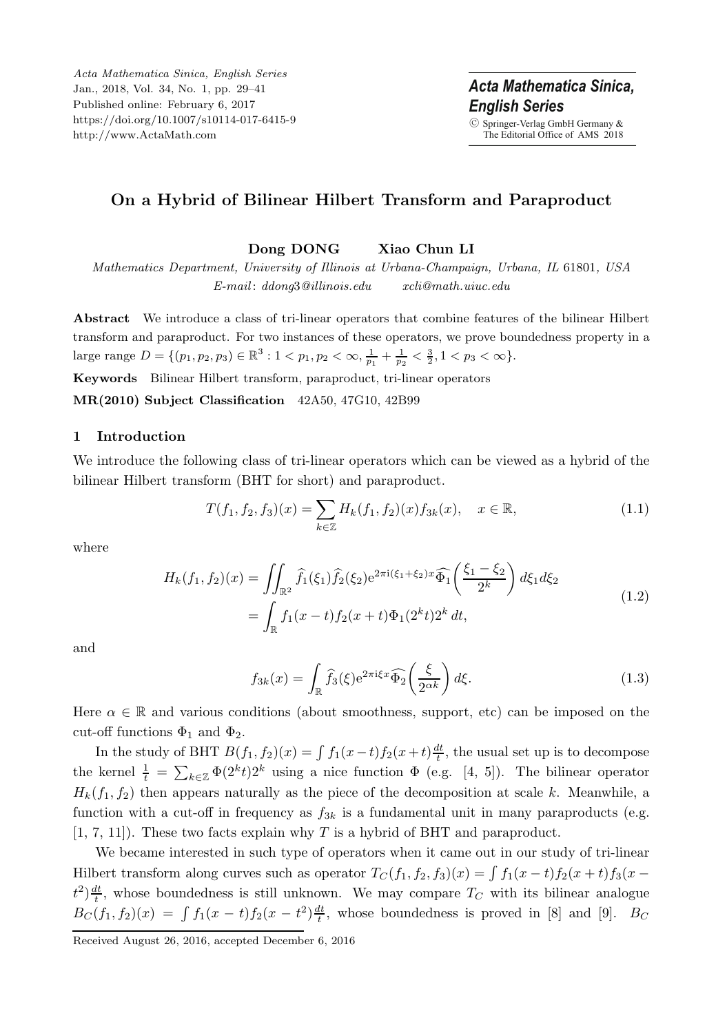# On a Hybrid of Bilinear Hilbert Transform and Paraproduct

**Dong DONG  Xiao Chun LI**

*Mathematics Department, University of Illinois at Urbana-Champaign, Urbana, IL 61801, USA*
*E-mail*: ddong3@illinois.edu  xcli@math.uiuc.edu

**Abstract** We introduce a class of tri-linear operators that combine features of the bilinear Hilbert transform and paraproduct. For two instances of these operators, we prove boundedness property in a large range $D = \{(p_1, p_2, p_3) \in \mathbb{R}^3 : 1 < p_1, p_2 < \infty, \frac{1}{p_1} + \frac{1}{p_2} < \frac{3}{2}, 1 < p_3 < \infty\}$.

**Keywords** Bilinear Hilbert transform, paraproduct, tri-linear operators

**MR(2010) Subject Classification** 42A50, 47G10, 42B99

## 1 Introduction

We introduce the following class of tri-linear operators which can be viewed as a hybrid of the bilinear Hilbert transform (BHT for short) and paraproduct.

$$T(f_1, f_2, f_3)(x) = \sum_{k \in \mathbb{Z}} H_k(f_1, f_2)(x) f_{3k}(x), \quad x \in \mathbb{R}, \tag{1.1}$$

where

$$\begin{aligned} H_k(f_1, f_2)(x) &= \iint_{\mathbb{R}^2} \widehat{f}_1(\xi_1) \widehat{f}_2(\xi_2) e^{2\pi i (\xi_1 + \xi_2) x} \widehat{\Phi_1}\left(\frac{\xi_1 - \xi_2}{2^k}\right) d\xi_1 d\xi_2 \\ &= \int_{\mathbb{R}} f_1(x-t) f_2(x+t) \Phi_1(2^k t) 2^k \, dt, \end{aligned} \tag{1.2}$$

and

$$f_{3k}(x) = \int_{\mathbb{R}} \widehat{f}_3(\xi) e^{2\pi i \xi x} \widehat{\Phi_2}\left(\frac{\xi}{2^{\alpha k}}\right) d\xi. \tag{1.3}$$

Here $\alpha \in \mathbb{R}$ and various conditions (about smoothness, support, etc) can be imposed on the cut-off functions $\Phi_1$ and $\Phi_2$.

In the study of BHT $B(f_1, f_2)(x) = \int f_1(x-t) f_2(x+t) \frac{dt}{t}$, the usual set up is to decompose the kernel $\frac{1}{t} = \sum_{k \in \mathbb{Z}} \Phi(2^k t) 2^k$ using a nice function $\Phi$ (e.g. [4, 5]). The bilinear operator $H_k(f_1, f_2)$ then appears naturally as the piece of the decomposition at scale $k$. Meanwhile, a function with a cut-off in frequency as $f_{3k}$ is a fundamental unit in many paraproducts (e.g. [1, 7, 11]). These two facts explain why $T$ is a hybrid of BHT and paraproduct.

We became interested in such type of operators when it came out in our study of tri-linear Hilbert transform along curves such as operator $T_C(f_1, f_2, f_3)(x) = \int f_1(x-t) f_2(x+t) f_3(x - t^2) \frac{dt}{t}$, whose boundedness is still unknown. We may compare $T_C$ with its bilinear analogue $B_C(f_1, f_2)(x) = \int f_1(x-t) f_2(x-t^2) \frac{dt}{t}$, whose boundedness is proved in [8] and [9]. $B_C$

Received August 26, 2016, accepted December 6, 2016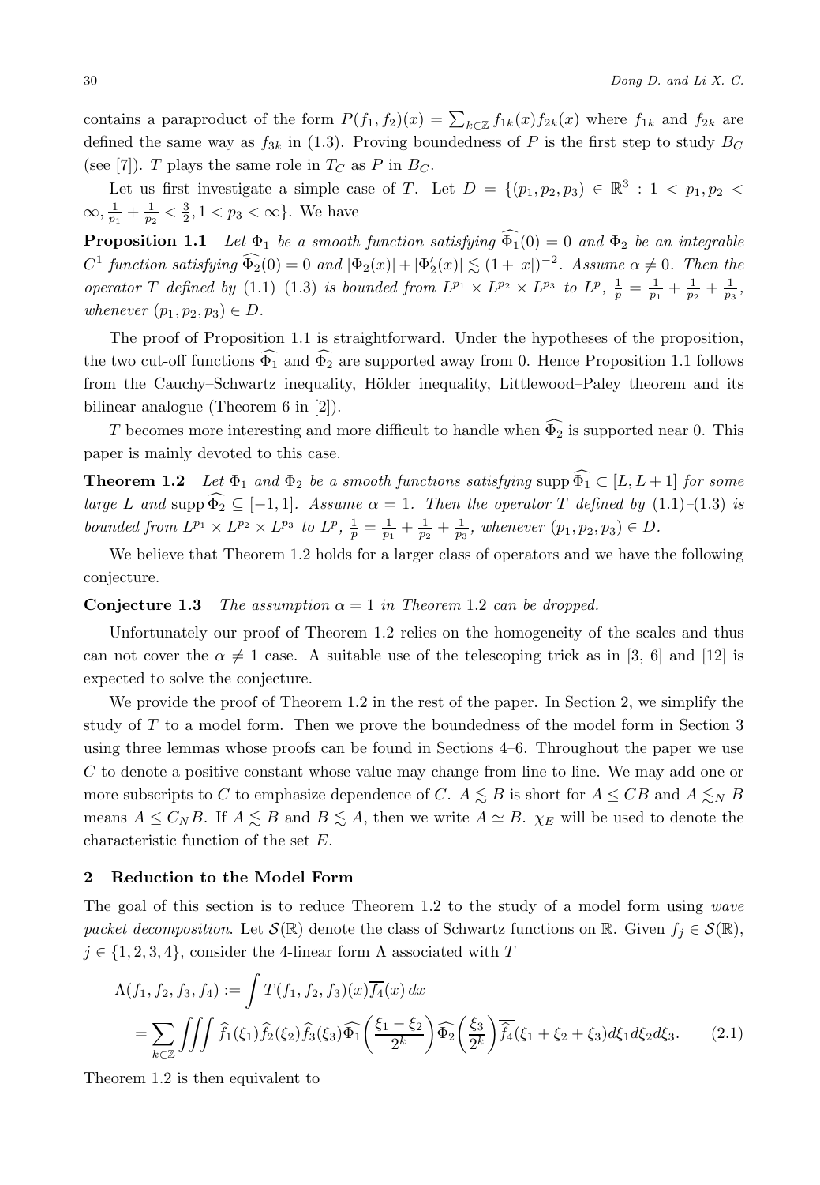contains a paraproduct of the form $P(f_1, f_2)(x) = \sum_{k\in\mathbb{Z}} f_{1k}(x)f_{2k}(x)$ where $f_{1k}$ and $f_{2k}$ are defined the same way as $f_{3k}$ in (1.3). Proving boundedness of $P$ is the first step to study $B_C$ (see [7]). $T$ plays the same role in $T_C$ as $P$ in $B_C$.

Let us first investigate a simple case of $T$. Let $D = \{(p_1, p_2, p_3) \in \mathbb{R}^3 : 1 < p_1, p_2 < \infty, \frac{1}{p_1} + \frac{1}{p_2} < \frac{3}{2}, 1 < p_3 < \infty\}$. We have

**Proposition 1.1** *Let $\Phi_1$ be a smooth function satisfying $\widehat{\Phi_1}(0) = 0$ and $\Phi_2$ be an integrable $C^1$ function satisfying $\widehat{\Phi_2}(0) = 0$ and $|\Phi_2(x)| + |\Phi_2'(x)| \lesssim (1 + |x|)^{-2}$. Assume $\alpha \neq 0$. Then the operator $T$ defined by (1.1)–(1.3) is bounded from $L^{p_1} \times L^{p_2} \times L^{p_3}$ to $L^p$, $\frac{1}{p} = \frac{1}{p_1} + \frac{1}{p_2} + \frac{1}{p_3}$, whenever $(p_1, p_2, p_3) \in D$.*

The proof of Proposition 1.1 is straightforward. Under the hypotheses of the proposition, the two cut-off functions $\widehat{\Phi_1}$ and $\widehat{\Phi_2}$ are supported away from 0. Hence Proposition 1.1 follows from the Cauchy–Schwartz inequality, Hölder inequality, Littlewood–Paley theorem and its bilinear analogue (Theorem 6 in [2]).

$T$ becomes more interesting and more difficult to handle when $\widehat{\Phi_2}$ is supported near 0. This paper is mainly devoted to this case.

**Theorem 1.2** *Let $\Phi_1$ and $\Phi_2$ be a smooth functions satisfying $\operatorname{supp}\widehat{\Phi_1} \subset [L, L+1]$ for some large $L$ and $\operatorname{supp}\widehat{\Phi_2} \subseteq [-1, 1]$. Assume $\alpha = 1$. Then the operator $T$ defined by (1.1)–(1.3) is bounded from $L^{p_1} \times L^{p_2} \times L^{p_3}$ to $L^p$, $\frac{1}{p} = \frac{1}{p_1} + \frac{1}{p_2} + \frac{1}{p_3}$, whenever $(p_1, p_2, p_3) \in D$.*

We believe that Theorem 1.2 holds for a larger class of operators and we have the following conjecture.

**Conjecture 1.3** *The assumption $\alpha = 1$ in Theorem 1.2 can be dropped.*

Unfortunately our proof of Theorem 1.2 relies on the homogeneity of the scales and thus can not cover the $\alpha \neq 1$ case. A suitable use of the telescoping trick as in [3, 6] and [12] is expected to solve the conjecture.

We provide the proof of Theorem 1.2 in the rest of the paper. In Section 2, we simplify the study of $T$ to a model form. Then we prove the boundedness of the model form in Section 3 using three lemmas whose proofs can be found in Sections 4–6. Throughout the paper we use $C$ to denote a positive constant whose value may change from line to line. We may add one or more subscripts to $C$ to emphasize dependence of $C$. $A \lesssim B$ is short for $A \le CB$ and $A \lesssim_N B$ means $A \le C_N B$. If $A \lesssim B$ and $B \lesssim A$, then we write $A \simeq B$. $\chi_E$ will be used to denote the characteristic function of the set $E$.

## 2 Reduction to the Model Form

The goal of this section is to reduce Theorem 1.2 to the study of a model form using *wave packet decomposition*. Let $\mathcal{S}(\mathbb{R})$ denote the class of Schwartz functions on $\mathbb{R}$. Given $f_j \in \mathcal{S}(\mathbb{R})$, $j \in \{1, 2, 3, 4\}$, consider the 4-linear form $\Lambda$ associated with $T$

$$
\begin{aligned}
\Lambda(f_1, f_2, f_3, f_4) &:= \int T(f_1, f_2, f_3)(x)\overline{f_4}(x)\,dx \\
&= \sum_{k\in\mathbb{Z}} \iiint \widehat{f}_1(\xi_1)\widehat{f}_2(\xi_2)\widehat{f}_3(\xi_3)\widehat{\Phi_1}\Big(\frac{\xi_1 - \xi_2}{2^k}\Big)\widehat{\Phi_2}\Big(\frac{\xi_3}{2^k}\Big)\overline{\widehat{f}_4}(\xi_1 + \xi_2 + \xi_3)d\xi_1 d\xi_2 d\xi_3. \qquad (2.1)
\end{aligned}
$$

Theorem 1.2 is then equivalent to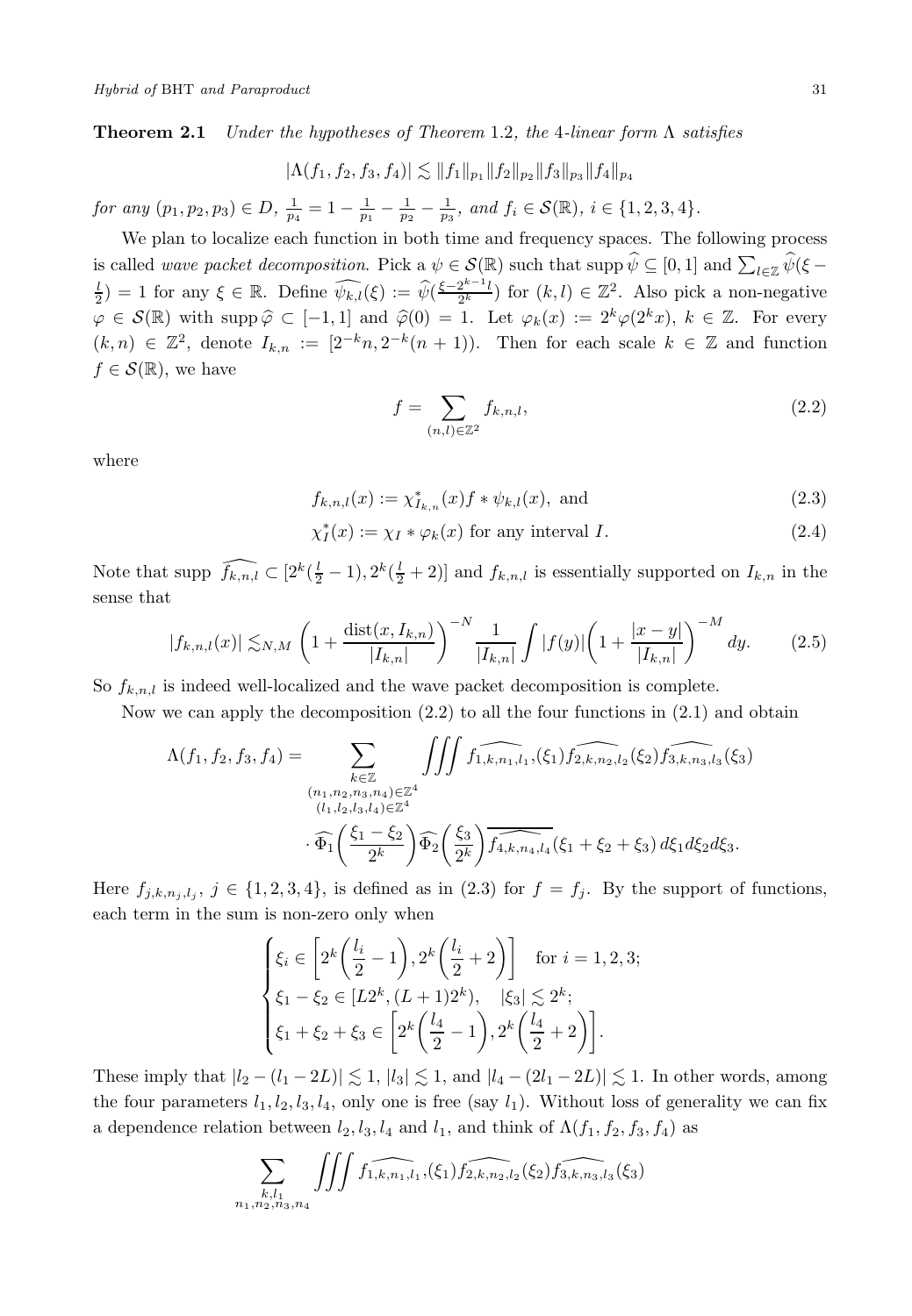**Theorem 2.1** *Under the hypotheses of Theorem* 1.2, *the* 4*-linear form* $\Lambda$ *satisfies*

$$|\Lambda(f_1, f_2, f_3, f_4)| \lesssim \|f_1\|_{p_1}\|f_2\|_{p_2}\|f_3\|_{p_3}\|f_4\|_{p_4}$$

*for any* $(p_1, p_2, p_3) \in D$, $\frac{1}{p_4} = 1 - \frac{1}{p_1} - \frac{1}{p_2} - \frac{1}{p_3}$, *and* $f_i \in \mathcal{S}(\mathbb{R})$, $i \in \{1, 2, 3, 4\}$.

We plan to localize each function in both time and frequency spaces. The following process is called *wave packet decomposition*. Pick a $\psi \in \mathcal{S}(\mathbb{R})$ such that $\operatorname{supp}\widehat{\psi} \subseteq [0, 1]$ and $\sum_{l\in\mathbb{Z}} \widehat{\psi}(\xi - \frac{l}{2}) = 1$ for any $\xi \in \mathbb{R}$. Define $\widehat{\psi_{k,l}}(\xi) := \widehat{\psi}(\frac{\xi - 2^{k-1}l}{2^k})$ for $(k, l) \in \mathbb{Z}^2$. Also pick a non-negative $\varphi \in \mathcal{S}(\mathbb{R})$ with $\operatorname{supp}\widehat{\varphi} \subset [-1, 1]$ and $\widehat{\varphi}(0) = 1$. Let $\varphi_k(x) := 2^k\varphi(2^k x)$, $k \in \mathbb{Z}$. For every $(k, n) \in \mathbb{Z}^2$, denote $I_{k,n} := [2^{-k}n, 2^{-k}(n + 1))$. Then for each scale $k \in \mathbb{Z}$ and function $f \in \mathcal{S}(\mathbb{R})$, we have

$$f = \sum_{(n,l)\in\mathbb{Z}^2} f_{k,n,l}, \tag{2.2}$$

where

$$f_{k,n,l}(x) := \chi^*_{I_{k,n}}(x) f * \psi_{k,l}(x), \text{ and} \tag{2.3}$$

$$\chi^*_I(x) := \chi_I * \varphi_k(x) \text{ for any interval } I. \tag{2.4}$$

Note that supp $\widehat{f_{k,n,l}} \subset [2^k(\frac{l}{2} - 1), 2^k(\frac{l}{2} + 2)]$ and $f_{k,n,l}$ is essentially supported on $I_{k,n}$ in the sense that

$$|f_{k,n,l}(x)| \lesssim_{N,M} \left(1 + \frac{\operatorname{dist}(x, I_{k,n})}{|I_{k,n}|}\right)^{-N} \frac{1}{|I_{k,n}|}\int |f(y)|\left(1 + \frac{|x - y|}{|I_{k,n}|}\right)^{-M} dy. \tag{2.5}$$

So $f_{k,n,l}$ is indeed well-localized and the wave packet decomposition is complete.

Now we can apply the decomposition (2.2) to all the four functions in (2.1) and obtain

$$\begin{aligned}\Lambda(f_1, f_2, f_3, f_4) = \sum_{\substack{k\in\mathbb{Z}\\(n_1,n_2,n_3,n_4)\in\mathbb{Z}^4\\(l_1,l_2,l_3,l_4)\in\mathbb{Z}^4}} &\iiint \widehat{f_{1,k,n_1,l_1}}(\xi_1)\widehat{f_{2,k,n_2,l_2}}(\xi_2)\widehat{f_{3,k,n_3,l_3}}(\xi_3)\\ &\cdot \widehat{\Phi_1}\left(\frac{\xi_1 - \xi_2}{2^k}\right)\widehat{\Phi_2}\left(\frac{\xi_3}{2^k}\right)\overline{\widehat{f_{4,k,n_4,l_4}}}(\xi_1 + \xi_2 + \xi_3)\, d\xi_1 d\xi_2 d\xi_3.\end{aligned}$$

Here $f_{j,k,n_j,l_j}$, $j \in \{1, 2, 3, 4\}$, is defined as in (2.3) for $f = f_j$. By the support of functions, each term in the sum is non-zero only when

$$\begin{cases} \xi_i \in \left[2^k\left(\dfrac{l_i}{2} - 1\right), 2^k\left(\dfrac{l_i}{2} + 2\right)\right] \quad \text{for } i = 1, 2, 3;\\ \xi_1 - \xi_2 \in [L2^k, (L + 1)2^k), \quad |\xi_3| \lesssim 2^k;\\ \xi_1 + \xi_2 + \xi_3 \in \left[2^k\left(\dfrac{l_4}{2} - 1\right), 2^k\left(\dfrac{l_4}{2} + 2\right)\right]. \end{cases}$$

These imply that $|l_2 - (l_1 - 2L)| \lesssim 1$, $|l_3| \lesssim 1$, and $|l_4 - (2l_1 - 2L)| \lesssim 1$. In other words, among the four parameters $l_1, l_2, l_3, l_4$, only one is free (say $l_1$). Without loss of generality we can fix a dependence relation between $l_2, l_3, l_4$ and $l_1$, and think of $\Lambda(f_1, f_2, f_3, f_4)$ as

$$\sum_{\substack{k,l_1\\n_1,n_2,n_3,n_4}} \iiint \widehat{f_{1,k,n_1,l_1}}(\xi_1)\widehat{f_{2,k,n_2,l_2}}(\xi_2)\widehat{f_{3,k,n_3,l_3}}(\xi_3)$$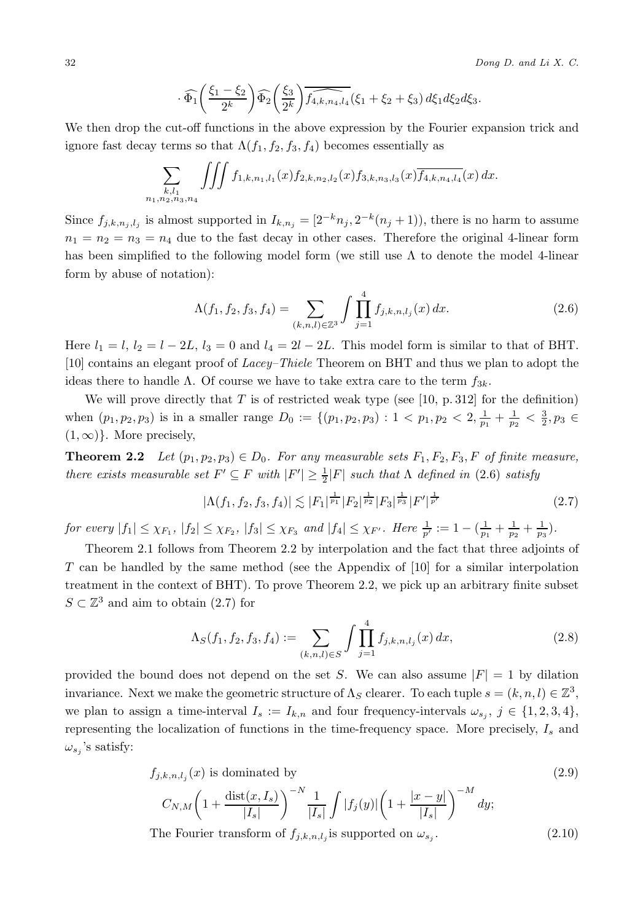$$\cdot \widehat{\Phi_1}\bigg(\frac{\xi_1-\xi_2}{2^k}\bigg)\widehat{\Phi_2}\bigg(\frac{\xi_3}{2^k}\bigg)\overline{\widehat{f_{4,k,n_4,l_4}}}(\xi_1+\xi_2+\xi_3)\,d\xi_1 d\xi_2 d\xi_3.$$

We then drop the cut-off functions in the above expression by the Fourier expansion trick and ignore fast decay terms so that $\Lambda(f_1,f_2,f_3,f_4)$ becomes essentially as

$$\sum_{\substack{k,l_1\\ n_1,n_2,n_3,n_4}} \iiint f_{1,k,n_1,l_1}(x)f_{2,k,n_2,l_2}(x)f_{3,k,n_3,l_3}(x)\overline{f_{4,k,n_4,l_4}}(x)\,dx.$$

Since $f_{j,k,n_j,l_j}$ is almost supported in $I_{k,n_j}=[2^{-k}n_j,2^{-k}(n_j+1))$, there is no harm to assume $n_1=n_2=n_3=n_4$ due to the fast decay in other cases. Therefore the original 4-linear form has been simplified to the following model form (we still use $\Lambda$ to denote the model 4-linear form by abuse of notation):

$$\Lambda(f_1,f_2,f_3,f_4)=\sum_{(k,n,l)\in\mathbb{Z}^3}\int\prod_{j=1}^4 f_{j,k,n,l_j}(x)\,dx. \tag{2.6}$$

Here $l_1=l$, $l_2=l-2L$, $l_3=0$ and $l_4=2l-2L$. This model form is similar to that of BHT. [10] contains an elegant proof of *Lacey–Thiele* Theorem on BHT and thus we plan to adopt the ideas there to handle $\Lambda$. Of course we have to take extra care to the term $f_{3k}$.

We will prove directly that $T$ is of restricted weak type (see [10, p. 312] for the definition) when $(p_1,p_2,p_3)$ is in a smaller range $D_0:=\{(p_1,p_2,p_3):1<p_1,p_2<2,\frac{1}{p_1}+\frac{1}{p_2}<\frac{3}{2},p_3\in(1,\infty)\}$. More precisely,

**Theorem 2.2** *Let $(p_1,p_2,p_3)\in D_0$. For any measurable sets $F_1,F_2,F_3,F$ of finite measure, there exists measurable set $F'\subseteq F$ with $|F'|\geq\frac{1}{2}|F|$ such that $\Lambda$ defined in (2.6) satisfy*

$$|\Lambda(f_1,f_2,f_3,f_4)|\lesssim |F_1|^{\frac{1}{p_1}}|F_2|^{\frac{1}{p_2}}|F_3|^{\frac{1}{p_3}}|F'|^{\frac{1}{p'}} \tag{2.7}$$

*for every $|f_1|\leq\chi_{F_1}$, $|f_2|\leq\chi_{F_2}$, $|f_3|\leq\chi_{F_3}$ and $|f_4|\leq\chi_{F'}$. Here $\frac{1}{p'}:=1-(\frac{1}{p_1}+\frac{1}{p_2}+\frac{1}{p_3})$.*

Theorem 2.1 follows from Theorem 2.2 by interpolation and the fact that three adjoints of $T$ can be handled by the same method (see the Appendix of [10] for a similar interpolation treatment in the context of BHT). To prove Theorem 2.2, we pick up an arbitrary finite subset $S\subset\mathbb{Z}^3$ and aim to obtain (2.7) for

$$\Lambda_S(f_1,f_2,f_3,f_4):=\sum_{(k,n,l)\in S}\int\prod_{j=1}^4 f_{j,k,n,l_j}(x)\,dx, \tag{2.8}$$

provided the bound does not depend on the set $S$. We can also assume $|F|=1$ by dilation invariance. Next we make the geometric structure of $\Lambda_S$ clearer. To each tuple $s=(k,n,l)\in\mathbb{Z}^3$, we plan to assign a time-interval $I_s:=I_{k,n}$ and four frequency-intervals $\omega_{s_j}$, $j\in\{1,2,3,4\}$, representing the localization of functions in the time-frequency space. More precisely, $I_s$ and $\omega_{s_j}$'s satisfy:

$$f_{j,k,n,l_j}(x) \text{ is dominated by} \tag{2.9}$$

$$C_{N,M}\bigg(1+\frac{\operatorname{dist}(x,I_s)}{|I_s|}\bigg)^{-N}\frac{1}{|I_s|}\int|f_j(y)|\bigg(1+\frac{|x-y|}{|I_s|}\bigg)^{-M}dy;$$

The Fourier transform of $f_{j,k,n,l_j}$ is supported on $\omega_{s_j}$. $\quad$ (2.10)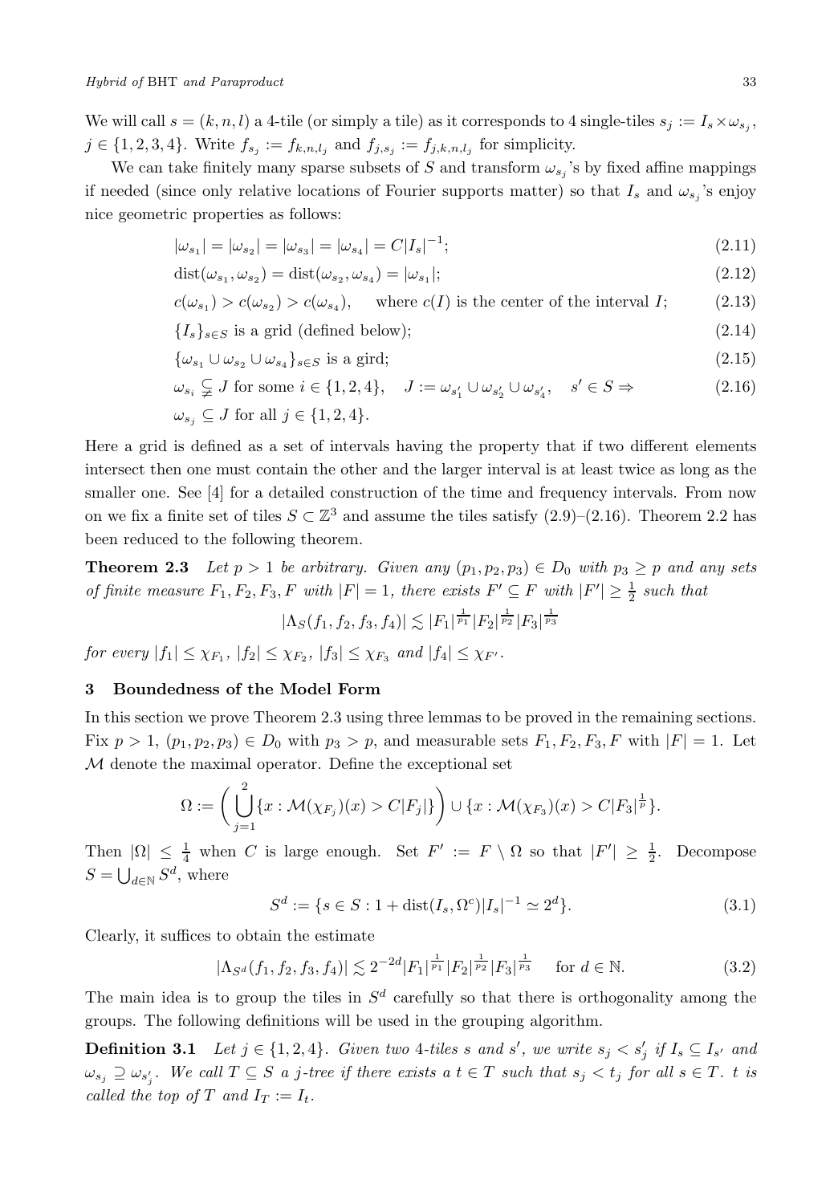We will call $s = (k, n, l)$ a 4-tile (or simply a tile) as it corresponds to 4 single-tiles $s_j := I_s \times \omega_{s_j}$, $j \in \{1, 2, 3, 4\}$. Write $f_{s_j} := f_{k,n,l_j}$ and $f_{j,s_j} := f_{j,k,n,l_j}$ for simplicity.

We can take finitely many sparse subsets of $S$ and transform $\omega_{s_j}$'s by fixed affine mappings if needed (since only relative locations of Fourier supports matter) so that $I_s$ and $\omega_{s_j}$'s enjoy nice geometric properties as follows:

$$|\omega_{s_1}| = |\omega_{s_2}| = |\omega_{s_3}| = |\omega_{s_4}| = C|I_s|^{-1}; \tag{2.11}$$

$$\operatorname{dist}(\omega_{s_1}, \omega_{s_2}) = \operatorname{dist}(\omega_{s_2}, \omega_{s_4}) = |\omega_{s_1}|; \tag{2.12}$$

$$c(\omega_{s_1}) > c(\omega_{s_2}) > c(\omega_{s_4}), \quad \text{ where } c(I) \text{ is the center of the interval } I; \tag{2.13}$$

$$\{I_s\}_{s\in S} \text{ is a grid (defined below);} \tag{2.14}$$

$$\{\omega_{s_1} \cup \omega_{s_2} \cup \omega_{s_4}\}_{s\in S} \text{ is a gird;} \tag{2.15}$$

$$\omega_{s_i} \subsetneqq J \text{ for some } i \in \{1, 2, 4\}, \quad J := \omega_{s'_1} \cup \omega_{s'_2} \cup \omega_{s'_4}, \quad s' \in S \Rightarrow \tag{2.16}$$

$$\omega_{s_j} \subseteq J \text{ for all } j \in \{1, 2, 4\}.$$

Here a grid is defined as a set of intervals having the property that if two different elements intersect then one must contain the other and the larger interval is at least twice as long as the smaller one. See [4] for a detailed construction of the time and frequency intervals. From now on we fix a finite set of tiles $S \subset \mathbb{Z}^3$ and assume the tiles satisfy (2.9)–(2.16). Theorem 2.2 has been reduced to the following theorem.

**Theorem 2.3** *Let $p > 1$ be arbitrary. Given any $(p_1, p_2, p_3) \in D_0$ with $p_3 \geq p$ and any sets of finite measure $F_1, F_2, F_3, F$ with $|F| = 1$, there exists $F' \subseteq F$ with $|F'| \geq \frac{1}{2}$ such that*

$$|\Lambda_S(f_1, f_2, f_3, f_4)| \lesssim |F_1|^{\frac{1}{p_1}} |F_2|^{\frac{1}{p_2}} |F_3|^{\frac{1}{p_3}}$$

*for every $|f_1| \leq \chi_{F_1}$, $|f_2| \leq \chi_{F_2}$, $|f_3| \leq \chi_{F_3}$ and $|f_4| \leq \chi_{F'}$.*

## 3 Boundedness of the Model Form

In this section we prove Theorem 2.3 using three lemmas to be proved in the remaining sections. Fix $p > 1$, $(p_1, p_2, p_3) \in D_0$ with $p_3 > p$, and measurable sets $F_1, F_2, F_3, F$ with $|F| = 1$. Let $\mathcal{M}$ denote the maximal operator. Define the exceptional set

$$\Omega := \left( \bigcup_{j=1}^{2} \{x : \mathcal{M}(\chi_{F_j})(x) > C|F_j|\} \right) \cup \{x : \mathcal{M}(\chi_{F_3})(x) > C|F_3|^{\frac{1}{p}}\}.$$

Then $|\Omega| \leq \frac{1}{4}$ when $C$ is large enough. Set $F' := F \setminus \Omega$ so that $|F'| \geq \frac{1}{2}$. Decompose $S = \bigcup_{d\in\mathbb{N}} S^d$, where

$$S^d := \{s \in S : 1 + \operatorname{dist}(I_s, \Omega^c)|I_s|^{-1} \simeq 2^d\}. \tag{3.1}$$

Clearly, it suffices to obtain the estimate

$$|\Lambda_{S^d}(f_1, f_2, f_3, f_4)| \lesssim 2^{-2d} |F_1|^{\frac{1}{p_1}} |F_2|^{\frac{1}{p_2}} |F_3|^{\frac{1}{p_3}} \quad \text{ for } d \in \mathbb{N}. \tag{3.2}$$

The main idea is to group the tiles in $S^d$ carefully so that there is orthogonality among the groups. The following definitions will be used in the grouping algorithm.

**Definition 3.1** *Let $j \in \{1, 2, 4\}$. Given two 4-tiles $s$ and $s'$, we write $s_j < s'_j$ if $I_s \subseteq I_{s'}$ and $\omega_{s_j} \supseteq \omega_{s'_j}$. We call $T \subseteq S$ a $j$-tree if there exists a $t \in T$ such that $s_j < t_j$ for all $s \in T$. $t$ is called the top of $T$ and $I_T := I_t$.*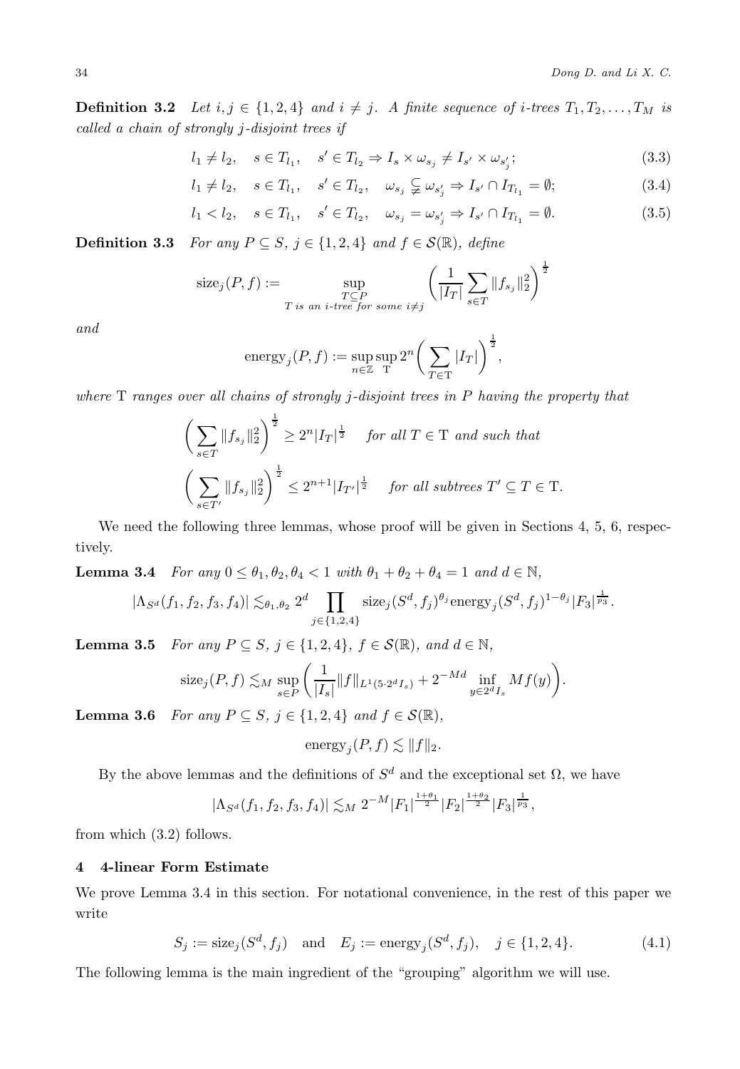**Definition 3.2** *Let $i, j \in \{1, 2, 4\}$ and $i \neq j$. A finite sequence of $i$-trees $T_1, T_2, \ldots, T_M$ is called a chain of strongly $j$-disjoint trees if*

$$l_1 \neq l_2, \quad s \in T_{l_1}, \quad s' \in T_{l_2} \Rightarrow I_s \times \omega_{s_j} \neq I_{s'} \times \omega_{s'_j}; \tag{3.3}$$

$$l_1 \neq l_2, \quad s \in T_{l_1}, \quad s' \in T_{l_2}, \quad \omega_{s_j} \subsetneqq \omega_{s'_j} \Rightarrow I_{s'} \cap I_{T_{l_1}} = \emptyset; \tag{3.4}$$

$$l_1 < l_2, \quad s \in T_{l_1}, \quad s' \in T_{l_2}, \quad \omega_{s_j} = \omega_{s'_j} \Rightarrow I_{s'} \cap I_{T_{l_1}} = \emptyset. \tag{3.5}$$

**Definition 3.3** *For any $P \subseteq S$, $j \in \{1, 2, 4\}$ and $f \in \mathcal{S}(\mathbb{R})$, define*

$$\text{size}_j(P, f) := \sup_{\substack{T \subseteq P \\ T \text{ is an } i\text{-tree for some } i \neq j}} \left( \frac{1}{|I_T|} \sum_{s \in T} \|f_{s_j}\|_2^2 \right)^{\frac{1}{2}}$$

*and*

$$\text{energy}_j(P, f) := \sup_{n \in \mathbb{Z}} \sup_{\mathrm{T}} 2^n \bigg( \sum_{T \in \mathrm{T}} |I_T| \bigg)^{\frac{1}{2}},$$

*where $\mathrm{T}$ ranges over all chains of strongly $j$-disjoint trees in $P$ having the property that*

$$\bigg( \sum_{s \in T} \|f_{s_j}\|_2^2 \bigg)^{\frac{1}{2}} \geq 2^n |I_T|^{\frac{1}{2}} \quad \text{for all } T \in \mathrm{T} \text{ and such that}$$

$$\bigg( \sum_{s \in T'} \|f_{s_j}\|_2^2 \bigg)^{\frac{1}{2}} \leq 2^{n+1} |I_{T'}|^{\frac{1}{2}} \quad \text{for all subtrees } T' \subseteq T \in \mathrm{T}.$$

We need the following three lemmas, whose proof will be given in Sections 4, 5, 6, respectively.

**Lemma 3.4** *For any $0 \leq \theta_1, \theta_2, \theta_4 < 1$ with $\theta_1 + \theta_2 + \theta_4 = 1$ and $d \in \mathbb{N}$,*

$$|\Lambda_{S^d}(f_1, f_2, f_3, f_4)| \lesssim_{\theta_1, \theta_2} 2^d \prod_{j \in \{1,2,4\}} \text{size}_j(S^d, f_j)^{\theta_j} \text{energy}_j(S^d, f_j)^{1-\theta_j} |F_3|^{\frac{1}{p_3}}.$$

**Lemma 3.5** *For any $P \subseteq S$, $j \in \{1, 2, 4\}$, $f \in \mathcal{S}(\mathbb{R})$, and $d \in \mathbb{N}$,*

$$\text{size}_j(P, f) \lesssim_M \sup_{s \in P} \bigg( \frac{1}{|I_s|} \|f\|_{L^1(5 \cdot 2^d I_s)} + 2^{-Md} \inf_{y \in 2^d I_s} Mf(y) \bigg).$$

**Lemma 3.6** *For any $P \subseteq S$, $j \in \{1, 2, 4\}$ and $f \in \mathcal{S}(\mathbb{R})$,*

$$\text{energy}_j(P, f) \lesssim \|f\|_2.$$

By the above lemmas and the definitions of $S^d$ and the exceptional set $\Omega$, we have

$$|\Lambda_{S^d}(f_1, f_2, f_3, f_4)| \lesssim_M 2^{-M} |F_1|^{\frac{1+\theta_1}{2}} |F_2|^{\frac{1+\theta_2}{2}} |F_3|^{\frac{1}{p_3}},$$

from which (3.2) follows.

## 4 4-linear Form Estimate

We prove Lemma 3.4 in this section. For notational convenience, in the rest of this paper we write

$$S_j := \text{size}_j(S^d, f_j) \quad \text{and} \quad E_j := \text{energy}_j(S^d, f_j), \quad j \in \{1, 2, 4\}. \tag{4.1}$$

The following lemma is the main ingredient of the "grouping" algorithm we will use.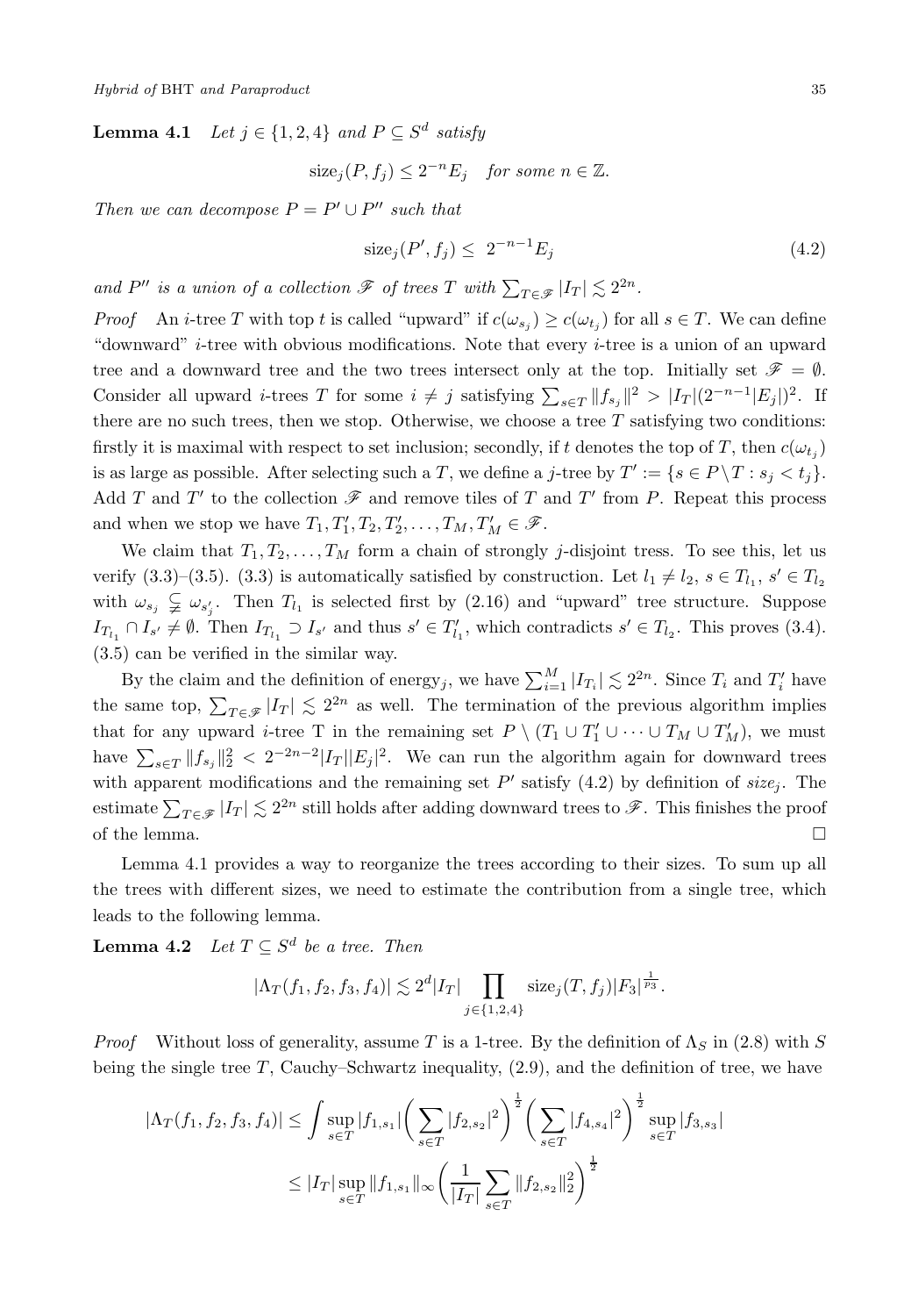**Lemma 4.1** *Let $j \in \{1, 2, 4\}$ and $P \subseteq S^d$ satisfy*

$$\mathrm{size}_j(P, f_j) \leq 2^{-n} E_j \quad \textit{for some } n \in \mathbb{Z}.$$

*Then we can decompose $P = P' \cup P''$ such that*

$$\mathrm{size}_j(P', f_j) \leq \ 2^{-n-1} E_j \tag{4.2}$$

*and $P''$ is a union of a collection $\mathscr{F}$ of trees $T$ with $\sum_{T \in \mathscr{F}} |I_T| \lesssim 2^{2n}$.*

*Proof* An $i$-tree $T$ with top $t$ is called "upward" if $c(\omega_{s_j}) \geq c(\omega_{t_j})$ for all $s \in T$. We can define "downward" $i$-tree with obvious modifications. Note that every $i$-tree is a union of an upward tree and a downward tree and the two trees intersect only at the top. Initially set $\mathscr{F} = \emptyset$. Consider all upward $i$-trees $T$ for some $i \neq j$ satisfying $\sum_{s \in T} \|f_{s_j}\|^2 > |I_T|(2^{-n-1}|E_j|)^2$. If there are no such trees, then we stop. Otherwise, we choose a tree $T$ satisfying two conditions: firstly it is maximal with respect to set inclusion; secondly, if $t$ denotes the top of $T$, then $c(\omega_{t_j})$ is as large as possible. After selecting such a $T$, we define a $j$-tree by $T' := \{s \in P \backslash T : s_j < t_j\}$. Add $T$ and $T'$ to the collection $\mathscr{F}$ and remove tiles of $T$ and $T'$ from $P$. Repeat this process and when we stop we have $T_1, T_1', T_2, T_2', \ldots, T_M, T_M' \in \mathscr{F}$.

We claim that $T_1, T_2, \ldots, T_M$ form a chain of strongly $j$-disjoint tress. To see this, let us verify (3.3)–(3.5). (3.3) is automatically satisfied by construction. Let $l_1 \neq l_2$, $s \in T_{l_1}$, $s' \in T_{l_2}$ with $\omega_{s_j} \subsetneqq \omega_{s'_j}$. Then $T_{l_1}$ is selected first by (2.16) and "upward" tree structure. Suppose $I_{T_{l_1}} \cap I_{s'} \neq \emptyset$. Then $I_{T_{l_1}} \supset I_{s'}$ and thus $s' \in T'_{l_1}$, which contradicts $s' \in T_{l_2}$. This proves (3.4). (3.5) can be verified in the similar way.

By the claim and the definition of energy$_j$, we have $\sum_{i=1}^M |I_{T_i}| \lesssim 2^{2n}$. Since $T_i$ and $T_i'$ have the same top, $\sum_{T \in \mathscr{F}} |I_T| \lesssim 2^{2n}$ as well. The termination of the previous algorithm implies that for any upward $i$-tree T in the remaining set $P \setminus (T_1 \cup T_1' \cup \cdots \cup T_M \cup T_M')$, we must have $\sum_{s \in T} \|f_{s_j}\|_2^2 < 2^{-2n-2}|I_T||E_j|^2$. We can run the algorithm again for downward trees with apparent modifications and the remaining set $P'$ satisfy (4.2) by definition of *size*$_j$. The estimate $\sum_{T \in \mathscr{F}} |I_T| \lesssim 2^{2n}$ still holds after adding downward trees to $\mathscr{F}$. This finishes the proof of the lemma. □

Lemma 4.1 provides a way to reorganize the trees according to their sizes. To sum up all the trees with different sizes, we need to estimate the contribution from a single tree, which leads to the following lemma.

**Lemma 4.2** *Let $T \subseteq S^d$ be a tree. Then*

$$|\Lambda_T(f_1, f_2, f_3, f_4)| \lesssim 2^d |I_T| \prod_{j \in \{1,2,4\}} \mathrm{size}_j(T, f_j)|F_3|^{\frac{1}{p_3}}.$$

*Proof* Without loss of generality, assume $T$ is a 1-tree. By the definition of $\Lambda_S$ in (2.8) with $S$ being the single tree $T$, Cauchy–Schwartz inequality, (2.9), and the definition of tree, we have

$$\begin{aligned}|\Lambda_T(f_1, f_2, f_3, f_4)| &\leq \int \sup_{s \in T} |f_{1,s_1}| \bigg( \sum_{s \in T} |f_{2,s_2}|^2 \bigg)^{\frac{1}{2}} \bigg( \sum_{s \in T} |f_{4,s_4}|^2 \bigg)^{\frac{1}{2}} \sup_{s \in T} |f_{3,s_3}| \\ &\leq |I_T| \sup_{s \in T} \|f_{1,s_1}\|_\infty \bigg( \frac{1}{|I_T|} \sum_{s \in T} \|f_{2,s_2}\|_2^2 \bigg)^{\frac{1}{2}}\end{aligned}$$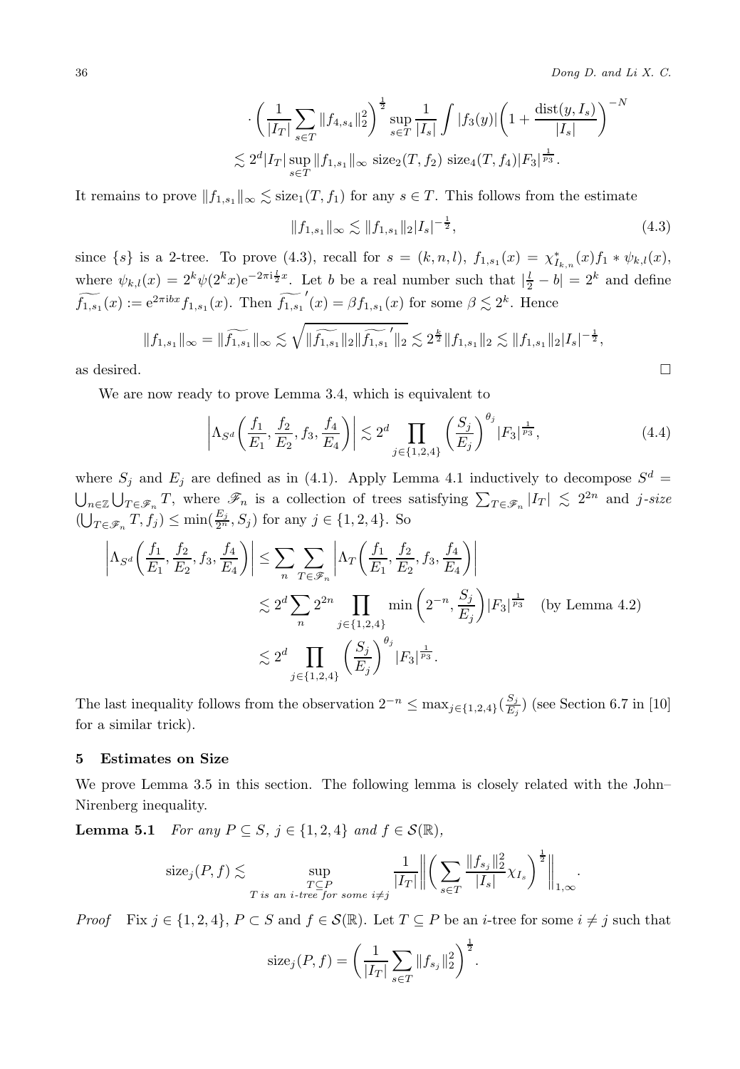$$\cdot \left(\frac{1}{|I_T|}\sum_{s\in T}\|f_{4,s_4}\|_2^2\right)^{\frac{1}{2}} \sup_{s\in T}\frac{1}{|I_s|}\int |f_3(y)|\left(1+\frac{\mathrm{dist}(y,I_s)}{|I_s|}\right)^{-N}$$

$$\lesssim 2^d |I_T| \sup_{s\in T}\|f_{1,s_1}\|_\infty \ \mathrm{size}_2(T,f_2)\ \mathrm{size}_4(T,f_4)|F_3|^{\frac{1}{p_3}}.$$

It remains to prove $\|f_{1,s_1}\|_\infty \lesssim \mathrm{size}_1(T,f_1)$ for any $s\in T$. This follows from the estimate

$$\|f_{1,s_1}\|_\infty \lesssim \|f_{1,s_1}\|_2 |I_s|^{-\frac{1}{2}}, \tag{4.3}$$

since $\{s\}$ is a 2-tree. To prove (4.3), recall for $s=(k,n,l)$, $f_{1,s_1}(x)=\chi^*_{I_{k,n}}(x) f_1 * \psi_{k,l}(x)$, where $\psi_{k,l}(x)=2^k\psi(2^k x)\mathrm{e}^{-2\pi \mathrm{i}\frac{l}{2}x}$. Let $b$ be a real number such that $|\frac{l}{2}-b|=2^k$ and define $\widetilde{f_{1,s_1}}(x):=\mathrm{e}^{2\pi \mathrm{i} bx} f_{1,s_1}(x)$. Then $\widetilde{f_{1,s_1}}'(x)=\beta f_{1,s_1}(x)$ for some $\beta\lesssim 2^k$. Hence

$$\|f_{1,s_1}\|_\infty = \|\widetilde{f_{1,s_1}}\|_\infty \lesssim \sqrt{\|\widetilde{f_{1,s_1}}\|_2 \|\widetilde{f_{1,s_1}}'\|_2} \lesssim 2^{\frac{k}{2}}\|f_{1,s_1}\|_2 \lesssim \|f_{1,s_1}\|_2 |I_s|^{-\frac{1}{2}},$$

as desired. $\square$

We are now ready to prove Lemma 3.4, which is equivalent to

$$\left|\Lambda_{S^d}\left(\frac{f_1}{E_1},\frac{f_2}{E_2},f_3,\frac{f_4}{E_4}\right)\right| \lesssim 2^d \prod_{j\in\{1,2,4\}}\left(\frac{S_j}{E_j}\right)^{\theta_j} |F_3|^{\frac{1}{p_3}}, \tag{4.4}$$

where $S_j$ and $E_j$ are defined as in (4.1). Apply Lemma 4.1 inductively to decompose $S^d = \bigcup_{n\in\mathbb{Z}}\bigcup_{T\in\mathscr{F}_n} T$, where $\mathscr{F}_n$ is a collection of trees satisfying $\sum_{T\in\mathscr{F}_n}|I_T| \lesssim 2^{2n}$ and *j-size* $(\bigcup_{T\in\mathscr{F}_n}T, f_j) \le \min(\frac{E_j}{2^n}, S_j)$ for any $j\in\{1,2,4\}$. So

$$\begin{aligned}
\left|\Lambda_{S^d}\left(\frac{f_1}{E_1},\frac{f_2}{E_2},f_3,\frac{f_4}{E_4}\right)\right| &\le \sum_n \sum_{T\in\mathscr{F}_n}\left|\Lambda_T\left(\frac{f_1}{E_1},\frac{f_2}{E_2},f_3,\frac{f_4}{E_4}\right)\right| \\
&\lesssim 2^d \sum_n 2^{2n}\prod_{j\in\{1,2,4\}}\min\left(2^{-n},\frac{S_j}{E_j}\right)|F_3|^{\frac{1}{p_3}} \quad \text{(by Lemma 4.2)} \\
&\lesssim 2^d \prod_{j\in\{1,2,4\}}\left(\frac{S_j}{E_j}\right)^{\theta_j}|F_3|^{\frac{1}{p_3}}.
\end{aligned}$$

The last inequality follows from the observation $2^{-n}\le \max_{j\in\{1,2,4\}}(\frac{S_j}{E_j})$ (see Section 6.7 in [10] for a similar trick).

## 5 Estimates on Size

We prove Lemma 3.5 in this section. The following lemma is closely related with the John–Nirenberg inequality.

**Lemma 5.1** *For any $P\subseteq S$, $j\in\{1,2,4\}$ and $f\in\mathcal{S}(\mathbb{R})$,*

$$\mathrm{size}_j(P,f) \lesssim \sup_{\substack{T\subseteq P \\ T \text{ is an } i\text{-tree for some } i\neq j}} \frac{1}{|I_T|}\left\|\left(\sum_{s\in T}\frac{\|f_{s_j}\|_2^2}{|I_s|}\chi_{I_s}\right)^{\frac{1}{2}}\right\|_{1,\infty}.$$

*Proof* Fix $j\in\{1,2,4\}$, $P\subset S$ and $f\in\mathcal{S}(\mathbb{R})$. Let $T\subseteq P$ be an $i$-tree for some $i\neq j$ such that

$$\mathrm{size}_j(P,f) = \left(\frac{1}{|I_T|}\sum_{s\in T}\|f_{s_j}\|_2^2\right)^{\frac{1}{2}}.$$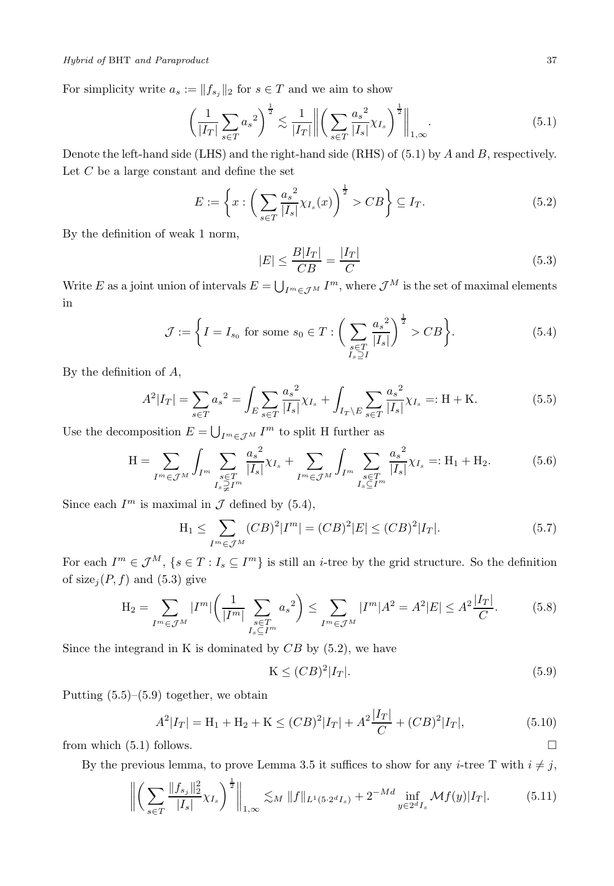For simplicity write $a_s := \|f_{s_j}\|_2$ for $s \in T$ and we aim to show

$$\left(\frac{1}{|I_T|}\sum_{s\in T} {a_s}^2\right)^{\frac{1}{2}} \lesssim \frac{1}{|I_T|}\left\|\left(\sum_{s\in T}\frac{{a_s}^2}{|I_s|}\chi_{I_s}\right)^{\frac{1}{2}}\right\|_{1,\infty}. \tag{5.1}$$

Denote the left-hand side (LHS) and the right-hand side (RHS) of (5.1) by $A$ and $B$, respectively. Let $C$ be a large constant and define the set

$$E := \left\{x : \left(\sum_{s\in T}\frac{{a_s}^2}{|I_s|}\chi_{I_s}(x)\right)^{\frac{1}{2}} > CB\right\} \subseteq I_T. \tag{5.2}$$

By the definition of weak 1 norm,

$$|E| \leq \frac{B|I_T|}{CB} = \frac{|I_T|}{C} \tag{5.3}$$

Write $E$ as a joint union of intervals $E = \bigcup_{I^m\in\mathcal{J}^M} I^m$, where $\mathcal{J}^M$ is the set of maximal elements in

$$\mathcal{J} := \left\{I = I_{s_0} \text{ for some } s_0 \in T : \left(\sum_{\substack{s\in T\\ I_s\supseteq I}}\frac{{a_s}^2}{|I_s|}\right)^{\frac{1}{2}} > CB\right\}. \tag{5.4}$$

By the definition of $A$,

$$A^2|I_T| = \sum_{s\in T} {a_s}^2 = \int_E \sum_{s\in T}\frac{{a_s}^2}{|I_s|}\chi_{I_s} + \int_{I_T\setminus E}\sum_{s\in T}\frac{{a_s}^2}{|I_s|}\chi_{I_s} =: \mathrm{H} + \mathrm{K}. \tag{5.5}$$

Use the decomposition $E = \bigcup_{I^m\in\mathcal{J}^M} I^m$ to split H further as

$$\mathrm{H} = \sum_{I^m\in\mathcal{J}^M}\int_{I^m}\sum_{\substack{s\in T\\ I_s\supsetneq I^m}}\frac{{a_s}^2}{|I_s|}\chi_{I_s} + \sum_{I^m\in\mathcal{J}^M}\int_{I^m}\sum_{\substack{s\in T\\ I_s\subseteq I^m}}\frac{{a_s}^2}{|I_s|}\chi_{I_s} =: \mathrm{H}_1 + \mathrm{H}_2. \tag{5.6}$$

Since each $I^m$ is maximal in $\mathcal{J}$ defined by (5.4),

$$\mathrm{H}_1 \leq \sum_{I^m\in\mathcal{J}^M}(CB)^2|I^m| = (CB)^2|E| \leq (CB)^2|I_T|. \tag{5.7}$$

For each $I^m \in \mathcal{J}^M$, $\{s \in T : I_s \subseteq I^m\}$ is still an $i$-tree by the grid structure. So the definition of $\text{size}_j(P, f)$ and (5.3) give

$$\mathrm{H}_2 = \sum_{I^m\in\mathcal{J}^M}|I^m|\left(\frac{1}{|I^m|}\sum_{\substack{s\in T\\ I_s\subseteq I^m}}{a_s}^2\right) \leq \sum_{I^m\in\mathcal{J}^M}|I^m|A^2 = A^2|E| \leq A^2\frac{|I_T|}{C}. \tag{5.8}$$

Since the integrand in K is dominated by $CB$ by (5.2), we have

$$\mathrm{K} \leq (CB)^2|I_T|. \tag{5.9}$$

Putting (5.5)–(5.9) together, we obtain

$$A^2|I_T| = \mathrm{H}_1 + \mathrm{H}_2 + \mathrm{K} \leq (CB)^2|I_T| + A^2\frac{|I_T|}{C} + (CB)^2|I_T|, \tag{5.10}$$

from which (5.1) follows. $\square$

By the previous lemma, to prove Lemma 3.5 it suffices to show for any $i$-tree T with $i \neq j$,

$$\left\|\left(\sum_{s\in T}\frac{\|f_{s_j}\|_2^2}{|I_s|}\chi_{I_s}\right)^{\frac{1}{2}}\right\|_{1,\infty} \lesssim_M \|f\|_{L^1(5\cdot 2^d I_s)} + 2^{-Md}\inf_{y\in 2^d I_s}\mathcal{M}f(y)|I_T|. \tag{5.11}$$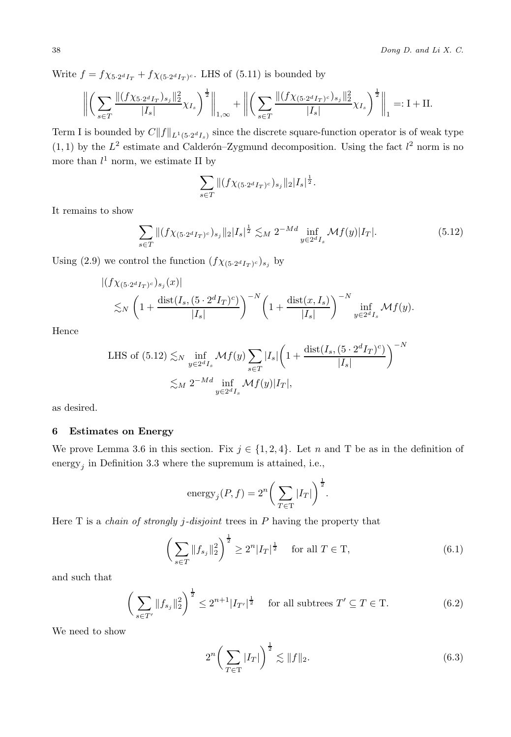Write $f = f\chi_{5\cdot 2^d I_T} + f\chi_{(5\cdot 2^d I_T)^c}$. LHS of (5.11) is bounded by

$$\bigg\| \bigg( \sum_{s\in T} \frac{\|(f\chi_{5\cdot 2^d I_T})_{s_j}\|_2^2}{|I_s|} \chi_{I_s} \bigg)^{\frac{1}{2}} \bigg\|_{1,\infty} + \bigg\| \bigg( \sum_{s\in T} \frac{\|(f\chi_{(5\cdot 2^d I_T)^c})_{s_j}\|_2^2}{|I_s|} \chi_{I_s} \bigg)^{\frac{1}{2}} \bigg\|_{1} =: \mathrm{I} + \mathrm{II}.$$

Term I is bounded by $C\|f\|_{L^1(5\cdot 2^d I_s)}$ since the discrete square-function operator is of weak type $(1,1)$ by the $L^2$ estimate and Calderón–Zygmund decomposition. Using the fact $l^2$ norm is no more than $l^1$ norm, we estimate II by

$$\sum_{s\in T} \|(f\chi_{(5\cdot 2^d I_T)^c})_{s_j}\|_2 |I_s|^{\frac{1}{2}}.$$

It remains to show

$$\sum_{s\in T} \|(f\chi_{(5\cdot 2^d I_T)^c})_{s_j}\|_2 |I_s|^{\frac{1}{2}} \lesssim_M 2^{-Md} \inf_{y\in 2^d I_s} \mathcal{M}f(y)|I_T|. \tag{5.12}$$

Using (2.9) we control the function $(f\chi_{(5\cdot 2^d I_T)^c})_{s_j}$ by

$$\begin{aligned} &|(f\chi_{(5\cdot 2^d I_T)^c})_{s_j}(x)| \\ &\quad\lesssim_N \bigg(1 + \frac{\operatorname{dist}(I_s, (5\cdot 2^d I_T)^c)}{|I_s|}\bigg)^{-N} \bigg(1 + \frac{\operatorname{dist}(x, I_s)}{|I_s|}\bigg)^{-N} \inf_{y\in 2^d I_s} \mathcal{M}f(y). \end{aligned}$$

Hence

$$\begin{aligned} \text{LHS of (5.12)} &\lesssim_N \inf_{y\in 2^d I_s} \mathcal{M}f(y) \sum_{s\in T} |I_s| \bigg(1 + \frac{\operatorname{dist}(I_s, (5\cdot 2^d I_T)^c)}{|I_s|}\bigg)^{-N} \\ &\lesssim_M 2^{-Md} \inf_{y\in 2^d I_s} \mathcal{M}f(y)|I_T|, \end{aligned}$$

as desired.

## 6 Estimates on Energy

We prove Lemma 3.6 in this section. Fix $j \in \{1, 2, 4\}$. Let $n$ and T be as in the definition of $\text{energy}_j$ in Definition 3.3 where the supremum is attained, i.e.,

$$\text{energy}_j(P, f) = 2^n \bigg( \sum_{T\in \mathrm{T}} |I_T| \bigg)^{\frac{1}{2}}.$$

Here T is a *chain of strongly $j$-disjoint* trees in $P$ having the property that

$$\bigg( \sum_{s\in T} \|f_{s_j}\|_2^2 \bigg)^{\frac{1}{2}} \ge 2^n |I_T|^{\frac{1}{2}} \quad \text{ for all } T \in \mathrm{T}, \tag{6.1}$$

and such that

$$\bigg( \sum_{s\in T'} \|f_{s_j}\|_2^2 \bigg)^{\frac{1}{2}} \le 2^{n+1} |I_{T'}|^{\frac{1}{2}} \quad \text{ for all subtrees } T' \subseteq T \in \mathrm{T}. \tag{6.2}$$

We need to show

$$2^n \bigg( \sum_{T\in \mathrm{T}} |I_T| \bigg)^{\frac{1}{2}} \lesssim \|f\|_2. \tag{6.3}$$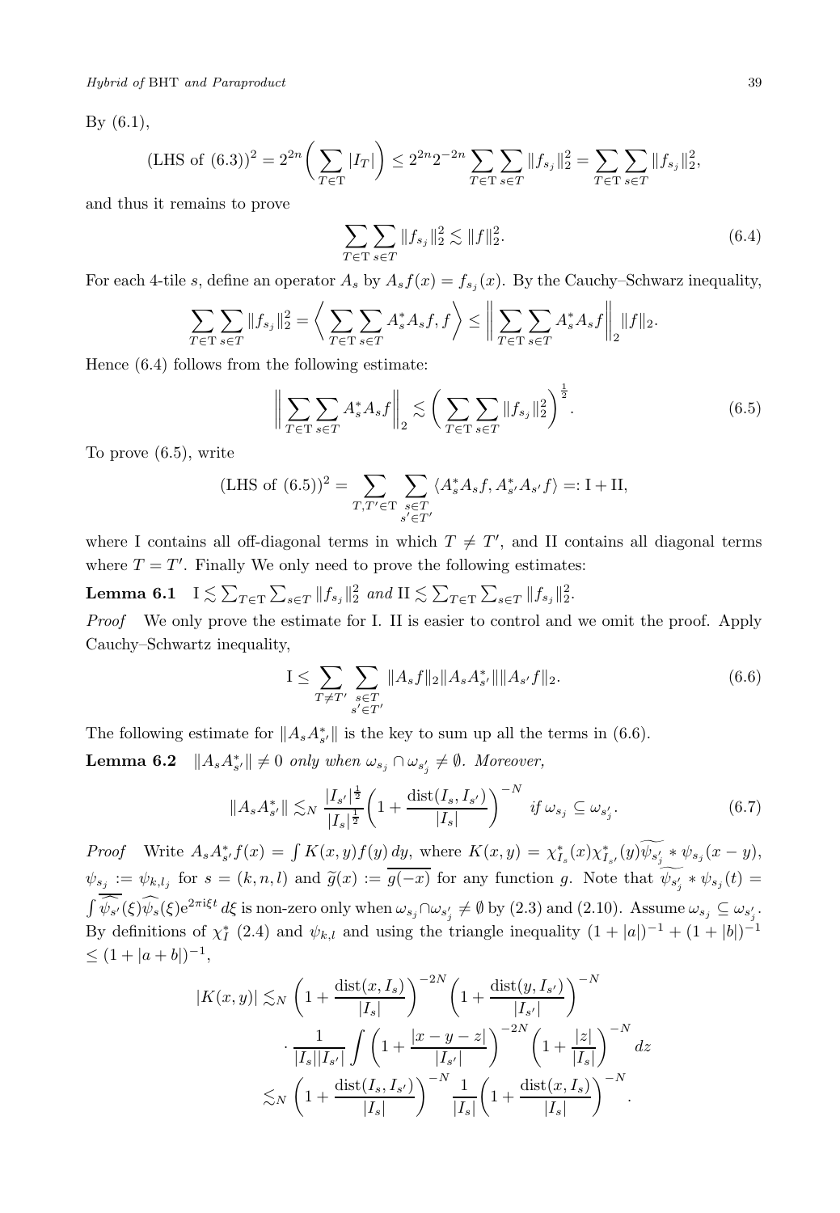By (6.1),

$$(\text{LHS of } (6.3))^2 = 2^{2n}\bigg(\sum_{T\in\mathrm{T}}|I_T|\bigg) \le 2^{2n}2^{-2n}\sum_{T\in\mathrm{T}}\sum_{s\in T}\|f_{s_j}\|_2^2 = \sum_{T\in\mathrm{T}}\sum_{s\in T}\|f_{s_j}\|_2^2,$$

and thus it remains to prove

$$\sum_{T\in\mathrm{T}}\sum_{s\in T}\|f_{s_j}\|_2^2 \lesssim \|f\|_2^2. \tag{6.4}$$

For each 4-tile $s$, define an operator $A_s$ by $A_s f(x) = f_{s_j}(x)$. By the Cauchy–Schwarz inequality,

$$\sum_{T\in\mathrm{T}}\sum_{s\in T}\|f_{s_j}\|_2^2 = \bigg\langle \sum_{T\in\mathrm{T}}\sum_{s\in T}A_s^*A_s f, f\bigg\rangle \le \bigg\|\sum_{T\in\mathrm{T}}\sum_{s\in T}A_s^*A_s f\bigg\|_2\|f\|_2.$$

Hence (6.4) follows from the following estimate:

$$\bigg\|\sum_{T\in\mathrm{T}}\sum_{s\in T}A_s^*A_s f\bigg\|_2 \lesssim \bigg(\sum_{T\in\mathrm{T}}\sum_{s\in T}\|f_{s_j}\|_2^2\bigg)^{\frac{1}{2}}. \tag{6.5}$$

To prove (6.5), write

$$(\text{LHS of } (6.5))^2 = \sum_{T,T'\in\mathrm{T}}\sum_{\substack{s\in T\\ s'\in T'}}\langle A_s^*A_s f, A_{s'}^*A_{s'}f\rangle =: \mathrm{I} + \mathrm{II},$$

where I contains all off-diagonal terms in which $T \ne T'$, and II contains all diagonal terms where $T = T'$. Finally We only need to prove the following estimates:

**Lemma 6.1** $\mathrm{I} \lesssim \sum_{T\in\mathrm{T}}\sum_{s\in T}\|f_{s_j}\|_2^2$ *and* $\mathrm{II} \lesssim \sum_{T\in\mathrm{T}}\sum_{s\in T}\|f_{s_j}\|_2^2$.

*Proof* We only prove the estimate for I. II is easier to control and we omit the proof. Apply Cauchy–Schwartz inequality,

$$\mathrm{I} \le \sum_{T\ne T'}\sum_{\substack{s\in T\\ s'\in T'}}\|A_s f\|_2\|A_sA_{s'}^*\|\|A_{s'}f\|_2. \tag{6.6}$$

The following estimate for $\|A_sA_{s'}^*\|$ is the key to sum up all the terms in (6.6).

**Lemma 6.2** $\|A_sA_{s'}^*\| \ne 0$ *only when* $\omega_{s_j}\cap\omega_{s'_j}\ne\emptyset$. *Moreover,*

$$\|A_sA_{s'}^*\| \lesssim_N \frac{|I_{s'}|^{\frac{1}{2}}}{|I_s|^{\frac{1}{2}}}\bigg(1+\frac{\mathrm{dist}(I_s,I_{s'})}{|I_s|}\bigg)^{-N} \quad \text{if } \omega_{s_j}\subseteq\omega_{s'_j}. \tag{6.7}$$

*Proof* Write $A_sA_{s'}^*f(x) = \int K(x,y)f(y)\,dy$, where $K(x,y) = \chi_{I_s}^*(x)\chi_{I_{s'}}^*(y)\widetilde{\psi_{s'_j}} * \psi_{s_j}(x-y)$, $\psi_{s_j} := \psi_{k,l_j}$ for $s=(k,n,l)$ and $\widetilde{g}(x) := \overline{g(-x)}$ for any function $g$. Note that $\widetilde{\psi_{s'_j}} * \psi_{s_j}(t) = \int \overline{\widehat{\psi_{s'}}}(\xi)\widehat{\psi_s}(\xi)\mathrm{e}^{2\pi\mathrm{i}\xi t}\,d\xi$ is non-zero only when $\omega_{s_j}\cap\omega_{s'_j}\ne\emptyset$ by (2.3) and (2.10). Assume $\omega_{s_j}\subseteq\omega_{s'_j}$. By definitions of $\chi_I^*$ (2.4) and $\psi_{k,l}$ and using the triangle inequality $(1+|a|)^{-1}+(1+|b|)^{-1} \le (1+|a+b|)^{-1}$,

$$\begin{aligned}
|K(x,y)| &\lesssim_N \bigg(1+\frac{\mathrm{dist}(x,I_s)}{|I_s|}\bigg)^{-2N}\bigg(1+\frac{\mathrm{dist}(y,I_{s'})}{|I_{s'}|}\bigg)^{-N}\\
&\quad\cdot\frac{1}{|I_s||I_{s'}|}\int\bigg(1+\frac{|x-y-z|}{|I_{s'}|}\bigg)^{-2N}\bigg(1+\frac{|z|}{|I_s|}\bigg)^{-N}dz\\
&\lesssim_N \bigg(1+\frac{\mathrm{dist}(I_s,I_{s'})}{|I_s|}\bigg)^{-N}\frac{1}{|I_s|}\bigg(1+\frac{\mathrm{dist}(x,I_s)}{|I_s|}\bigg)^{-N}.
\end{aligned}$$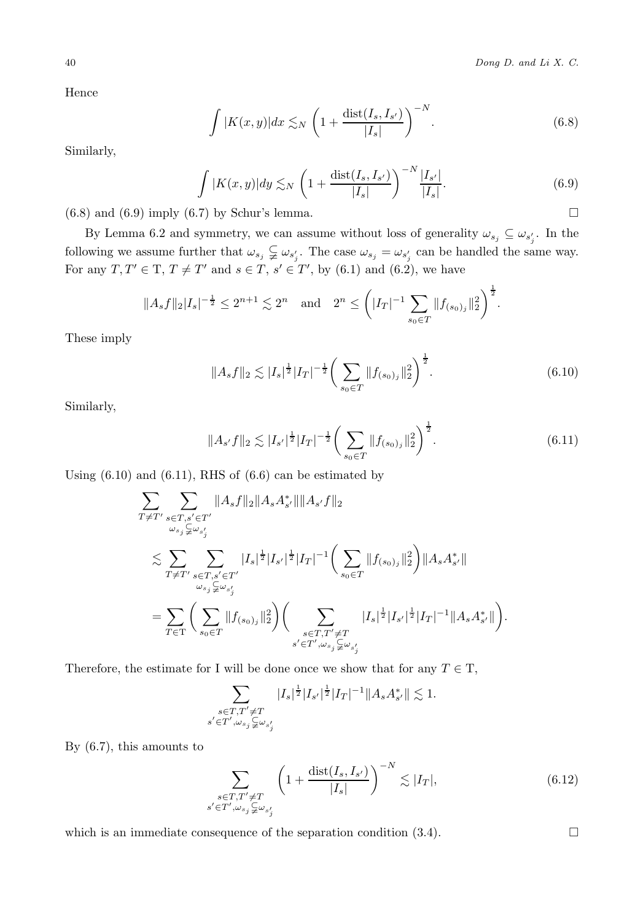Hence

$$\int |K(x,y)|dx \lesssim_N \left(1+\frac{\operatorname{dist}(I_s,I_{s'})}{|I_s|}\right)^{-N}. \tag{6.8}$$

Similarly,

$$\int |K(x,y)|dy \lesssim_N \left(1+\frac{\operatorname{dist}(I_s,I_{s'})}{|I_s|}\right)^{-N}\frac{|I_{s'}|}{|I_s|}. \tag{6.9}$$

(6.8) and (6.9) imply (6.7) by Schur's lemma. □

By Lemma 6.2 and symmetry, we can assume without loss of generality $\omega_{s_j} \subseteq \omega_{s'_j}$. In the following we assume further that $\omega_{s_j} \subsetneq \omega_{s'_j}$. The case $\omega_{s_j} = \omega_{s'_j}$ can be handled the same way. For any $T, T' \in \mathrm{T}$, $T \neq T'$ and $s \in T$, $s' \in T'$, by (6.1) and (6.2), we have

$$\|A_s f\|_2 |I_s|^{-\frac{1}{2}} \le 2^{n+1} \lesssim 2^n \quad \text{and} \quad 2^n \le \left(|I_T|^{-1}\sum_{s_0\in T}\|f_{(s_0)_j}\|_2^2\right)^{\frac{1}{2}}.$$

These imply

$$\|A_s f\|_2 \lesssim |I_s|^{\frac{1}{2}}|I_T|^{-\frac{1}{2}}\bigg(\sum_{s_0\in T}\|f_{(s_0)_j}\|_2^2\bigg)^{\frac{1}{2}}. \tag{6.10}$$

Similarly,

$$\|A_{s'} f\|_2 \lesssim |I_{s'}|^{\frac{1}{2}}|I_T|^{-\frac{1}{2}}\bigg(\sum_{s_0\in T}\|f_{(s_0)_j}\|_2^2\bigg)^{\frac{1}{2}}. \tag{6.11}$$

Using (6.10) and (6.11), RHS of (6.6) can be estimated by

$$\begin{aligned}
&\sum_{T\neq T'}\sum_{\substack{s\in T, s'\in T'\\ \omega_{s_j}\subsetneq\omega_{s'_j}}}\|A_s f\|_2\|A_sA_{s'}^*\|\|A_{s'}f\|_2\\
&\lesssim \sum_{T\neq T'}\sum_{\substack{s\in T, s'\in T'\\ \omega_{s_j}\subsetneq\omega_{s'_j}}}|I_s|^{\frac{1}{2}}|I_{s'}|^{\frac{1}{2}}|I_T|^{-1}\bigg(\sum_{s_0\in T}\|f_{(s_0)_j}\|_2^2\bigg)\|A_sA_{s'}^*\|\\
&= \sum_{T\in\mathrm{T}}\bigg(\sum_{s_0\in T}\|f_{(s_0)_j}\|_2^2\bigg)\bigg(\sum_{\substack{s\in T, T'\neq T\\ s'\in T', \omega_{s_j}\subsetneq\omega_{s'_j}}}|I_s|^{\frac{1}{2}}|I_{s'}|^{\frac{1}{2}}|I_T|^{-1}\|A_sA_{s'}^*\|\bigg).
\end{aligned}$$

Therefore, the estimate for I will be done once we show that for any $T \in \mathrm{T}$,

$$\sum_{\substack{s\in T, T'\neq T\\ s'\in T', \omega_{s_j}\subsetneq\omega_{s'_j}}}|I_s|^{\frac{1}{2}}|I_{s'}|^{\frac{1}{2}}|I_T|^{-1}\|A_sA_{s'}^*\| \lesssim 1.$$

By (6.7), this amounts to

$$\sum_{\substack{s\in T, T'\neq T\\ s'\in T', \omega_{s_j}\subsetneq\omega_{s'_j}}}\left(1+\frac{\operatorname{dist}(I_s,I_{s'})}{|I_s|}\right)^{-N} \lesssim |I_T|, \tag{6.12}$$

which is an immediate consequence of the separation condition (3.4). □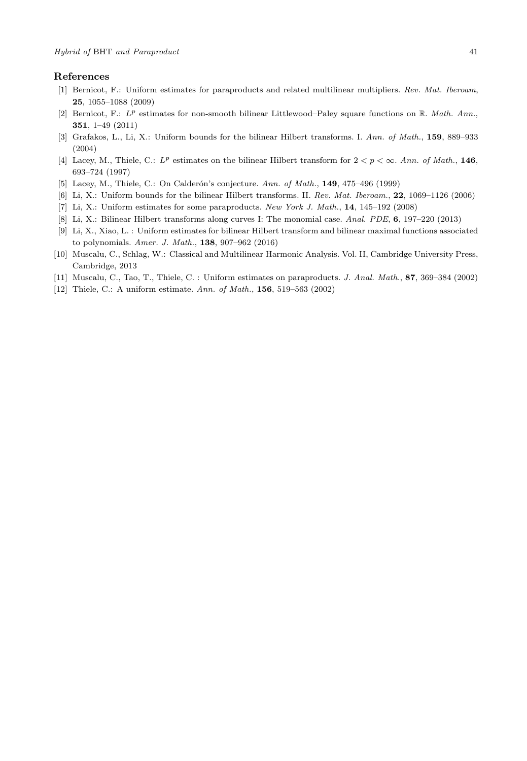## References

[1] Bernicot, F.: Uniform estimates for paraproducts and related multilinear multipliers. *Rev. Mat. Iberoam*, **25**, 1055–1088 (2009)

[2] Bernicot, F.: $L^p$ estimates for non-smooth bilinear Littlewood–Paley square functions on $\mathbb{R}$. *Math. Ann.*, **351**, 1–49 (2011)

[3] Grafakos, L., Li, X.: Uniform bounds for the bilinear Hilbert transforms. I. *Ann. of Math.*, **159**, 889–933 (2004)

[4] Lacey, M., Thiele, C.: $L^p$ estimates on the bilinear Hilbert transform for $2 < p < \infty$. *Ann. of Math.*, **146**, 693–724 (1997)

[5] Lacey, M., Thiele, C.: On Calderón's conjecture. *Ann. of Math.*, **149**, 475–496 (1999)

[6] Li, X.: Uniform bounds for the bilinear Hilbert transforms. II. *Rev. Mat. Iberoam.*, **22**, 1069–1126 (2006)

[7] Li, X.: Uniform estimates for some paraproducts. *New York J. Math.*, **14**, 145–192 (2008)

[8] Li, X.: Bilinear Hilbert transforms along curves I: The monomial case. *Anal. PDE*, **6**, 197–220 (2013)

[9] Li, X., Xiao, L. : Uniform estimates for bilinear Hilbert transform and bilinear maximal functions associated to polynomials. *Amer. J. Math.*, **138**, 907–962 (2016)

[10] Muscalu, C., Schlag, W.: Classical and Multilinear Harmonic Analysis. Vol. II, Cambridge University Press, Cambridge, 2013

[11] Muscalu, C., Tao, T., Thiele, C. : Uniform estimates on paraproducts. *J. Anal. Math.*, **87**, 369–384 (2002)

[12] Thiele, C.: A uniform estimate. *Ann. of Math.*, **156**, 519–563 (2002)